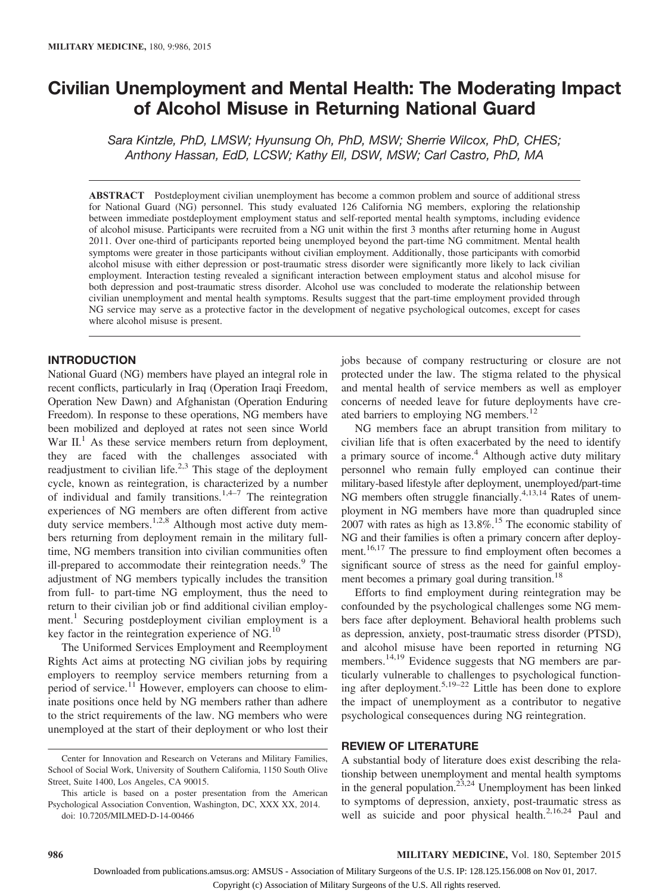# Civilian Unemployment and Mental Health: The Moderating Impact of Alcohol Misuse in Returning National Guard

*Sara Kintzle, PhD, LMSW; Hyunsung Oh, PhD, MSW; Sherrie Wilcox, PhD, CHES; Anthony Hassan, EdD, LCSW; Kathy Ell, DSW, MSW; Carl Castro, PhD, MA*

**ABSTRACT** Postdeployment civilian unemployment has become a common problem and source of additional stress for National Guard (NG) personnel. This study evaluated 126 California NG members, exploring the relationship between immediate postdeployment employment status and self-reported mental health symptoms, including evidence of alcohol misuse. Participants were recruited from a NG unit within the first 3 months after returning home in August 2011. Over one-third of participants reported being unemployed beyond the part-time NG commitment. Mental health symptoms were greater in those participants without civilian employment. Additionally, those participants with comorbid alcohol misuse with either depression or post-traumatic stress disorder were significantly more likely to lack civilian employment. Interaction testing revealed a significant interaction between employment status and alcohol misuse for both depression and post-traumatic stress disorder. Alcohol use was concluded to moderate the relationship between civilian unemployment and mental health symptoms. Results suggest that the part-time employment provided through NG service may serve as a protective factor in the development of negative psychological outcomes, except for cases where alcohol misuse is present.

## INTRODUCTION

National Guard (NG) members have played an integral role in recent conflicts, particularly in Iraq (Operation Iraqi Freedom, Operation New Dawn) and Afghanistan (Operation Enduring Freedom). In response to these operations, NG members have been mobilized and deployed at rates not seen since World War II.[1] As these service members return from deployment, they are faced with the challenges associated with readjustment to civilian life.[2,3] This stage of the deployment cycle, known as reintegration, is characterized by a number of individual and family transitions.[1,4–7] The reintegration experiences of NG members are often different from active duty service members.[1,2,8] Although most active duty members returning from deployment remain in the military full-time, NG members transition into civilian communities often ill-prepared to accommodate their reintegration needs.[9] The adjustment of NG members typically includes the transition from full- to part-time NG employment, thus the need to return to their civilian job or find additional civilian employment.[1] Securing postdeployment civilian employment is a key factor in the reintegration experience of NG.[10]

The Uniformed Services Employment and Reemployment Rights Act aims at protecting NG civilian jobs by requiring employers to reemploy service members returning from a period of service.[11] However, employers can choose to eliminate positions once held by NG members rather than adhere to the strict requirements of the law. NG members who were unemployed at the start of their deployment or who lost their jobs because of company restructuring or closure are not protected under the law. The stigma related to the physical and mental health of service members as well as employer concerns of needed leave for future deployments have created barriers to employing NG members.[12]

NG members face an abrupt transition from military to civilian life that is often exacerbated by the need to identify a primary source of income.[4] Although active duty military personnel who remain fully employed can continue their military-based lifestyle after deployment, unemployed/part-time NG members often struggle financially.[4,13,14] Rates of unemployment in NG members have more than quadrupled since 2007 with rates as high as 13.8%.[15] The economic stability of NG and their families is often a primary concern after deployment.[16,17] The pressure to find employment often becomes a significant source of stress as the need for gainful employment becomes a primary goal during transition.[18]

Efforts to find employment during reintegration may be confounded by the psychological challenges some NG members face after deployment. Behavioral health problems such as depression, anxiety, post-traumatic stress disorder (PTSD), and alcohol misuse have been reported in returning NG members.[14,19] Evidence suggests that NG members are particularly vulnerable to challenges to psychological functioning after deployment.[5,19–22] Little has been done to explore the impact of unemployment as a contributor to negative psychological consequences during NG reintegration.

## REVIEW OF LITERATURE

A substantial body of literature does exist describing the relationship between unemployment and mental health symptoms in the general population.[23,24] Unemployment has been linked to symptoms of depression, anxiety, post-traumatic stress as well as suicide and poor physical health.[2,16,24] Paul and

Center for Innovation and Research on Veterans and Military Families, School of Social Work, University of Southern California, 1150 South Olive Street, Suite 1400, Los Angeles, CA 90015.

This article is based on a poster presentation from the American Psychological Association Convention, Washington, DC, XXX XX, 2014.

doi: 10.7205/MILMED-D-14-00466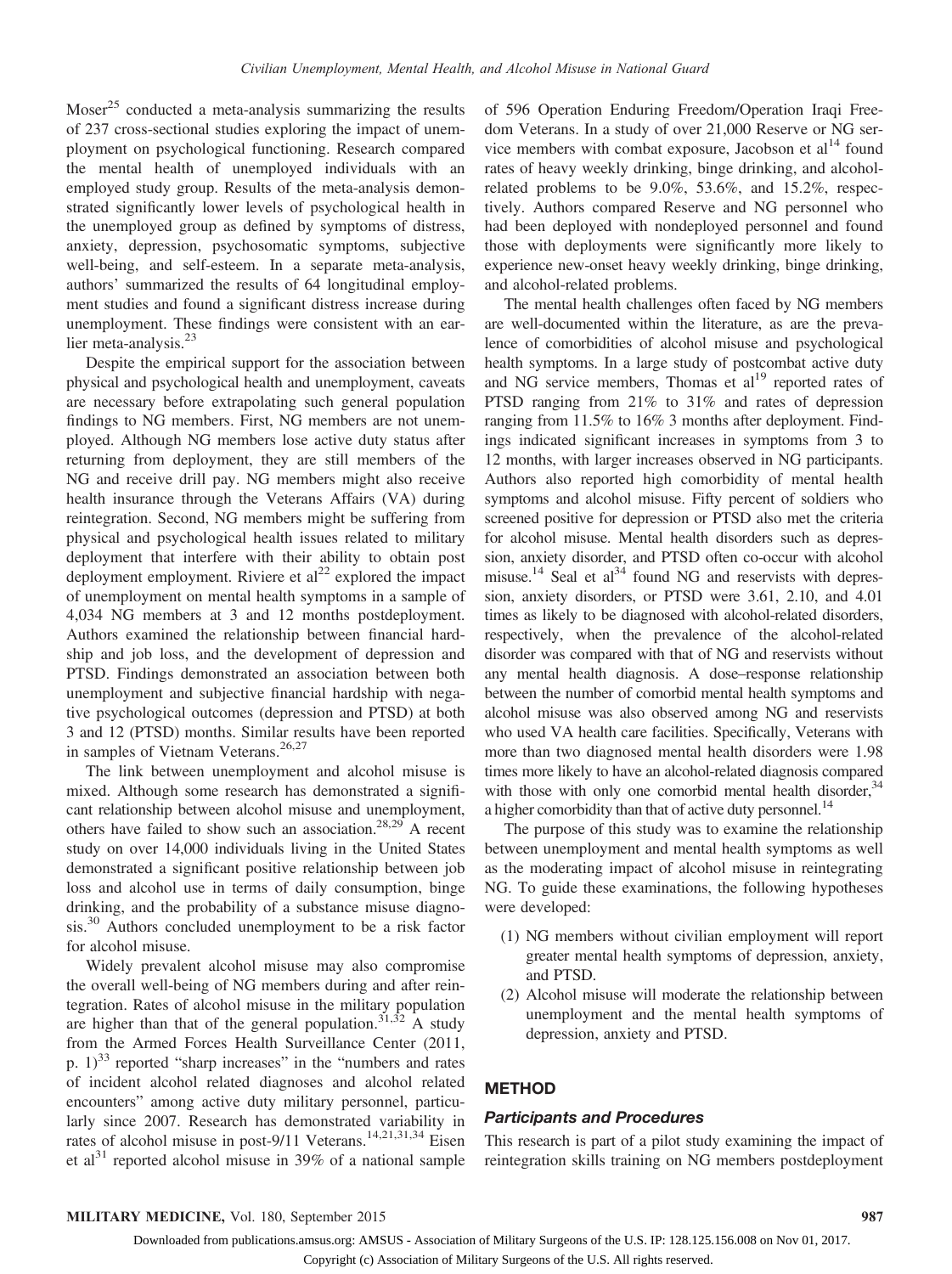Moser[25] conducted a meta-analysis summarizing the results of 237 cross-sectional studies exploring the impact of unemployment on psychological functioning. Research compared the mental health of unemployed individuals with an employed study group. Results of the meta-analysis demonstrated significantly lower levels of psychological health in the unemployed group as defined by symptoms of distress, anxiety, depression, psychosomatic symptoms, subjective well-being, and self-esteem. In a separate meta-analysis, authors' summarized the results of 64 longitudinal employment studies and found a significant distress increase during unemployment. These findings were consistent with an earlier meta-analysis.[23]

Despite the empirical support for the association between physical and psychological health and unemployment, caveats are necessary before extrapolating such general population findings to NG members. First, NG members are not unemployed. Although NG members lose active duty status after returning from deployment, they are still members of the NG and receive drill pay. NG members might also receive health insurance through the Veterans Affairs (VA) during reintegration. Second, NG members might be suffering from physical and psychological health issues related to military deployment that interfere with their ability to obtain post deployment employment. Riviere et al[22] explored the impact of unemployment on mental health symptoms in a sample of 4,034 NG members at 3 and 12 months postdeployment. Authors examined the relationship between financial hardship and job loss, and the development of depression and PTSD. Findings demonstrated an association between both unemployment and subjective financial hardship with negative psychological outcomes (depression and PTSD) at both 3 and 12 (PTSD) months. Similar results have been reported in samples of Vietnam Veterans.[26,27]

The link between unemployment and alcohol misuse is mixed. Although some research has demonstrated a significant relationship between alcohol misuse and unemployment, others have failed to show such an association.[28,29] A recent study on over 14,000 individuals living in the United States demonstrated a significant positive relationship between job loss and alcohol use in terms of daily consumption, binge drinking, and the probability of a substance misuse diagnosis.[30] Authors concluded unemployment to be a risk factor for alcohol misuse.

Widely prevalent alcohol misuse may also compromise the overall well-being of NG members during and after reintegration. Rates of alcohol misuse in the military population are higher than that of the general population.[31,32] A study from the Armed Forces Health Surveillance Center (2011, p. 1)[33] reported "sharp increases" in the "numbers and rates of incident alcohol related diagnoses and alcohol related encounters" among active duty military personnel, particularly since 2007. Research has demonstrated variability in rates of alcohol misuse in post-9/11 Veterans.[14,21,31,34] Eisen et al[31] reported alcohol misuse in 39% of a national sample of 596 Operation Enduring Freedom/Operation Iraqi Freedom Veterans. In a study of over 21,000 Reserve or NG service members with combat exposure, Jacobson et al[14] found rates of heavy weekly drinking, binge drinking, and alcohol-related problems to be 9.0%, 53.6%, and 15.2%, respectively. Authors compared Reserve and NG personnel who had been deployed with nondeployed personnel and found those with deployments were significantly more likely to experience new-onset heavy weekly drinking, binge drinking, and alcohol-related problems.

The mental health challenges often faced by NG members are well-documented within the literature, as are the prevalence of comorbidities of alcohol misuse and psychological health symptoms. In a large study of postcombat active duty and NG service members, Thomas et al[19] reported rates of PTSD ranging from 21% to 31% and rates of depression ranging from 11.5% to 16% 3 months after deployment. Findings indicated significant increases in symptoms from 3 to 12 months, with larger increases observed in NG participants. Authors also reported high comorbidity of mental health symptoms and alcohol misuse. Fifty percent of soldiers who screened positive for depression or PTSD also met the criteria for alcohol misuse. Mental health disorders such as depression, anxiety disorder, and PTSD often co-occur with alcohol misuse.[14] Seal et al[34] found NG and reservists with depression, anxiety disorders, or PTSD were 3.61, 2.10, and 4.01 times as likely to be diagnosed with alcohol-related disorders, respectively, when the prevalence of the alcohol-related disorder was compared with that of NG and reservists without any mental health diagnosis. A dose–response relationship between the number of comorbid mental health symptoms and alcohol misuse was also observed among NG and reservists who used VA health care facilities. Specifically, Veterans with more than two diagnosed mental health disorders were 1.98 times more likely to have an alcohol-related diagnosis compared with those with only one comorbid mental health disorder,[34] a higher comorbidity than that of active duty personnel.[14]

The purpose of this study was to examine the relationship between unemployment and mental health symptoms as well as the moderating impact of alcohol misuse in reintegrating NG. To guide these examinations, the following hypotheses were developed:

(1) NG members without civilian employment will report greater mental health symptoms of depression, anxiety, and PTSD.
(2) Alcohol misuse will moderate the relationship between unemployment and the mental health symptoms of depression, anxiety and PTSD.

## METHOD

### Participants and Procedures

This research is part of a pilot study examining the impact of reintegration skills training on NG members postdeployment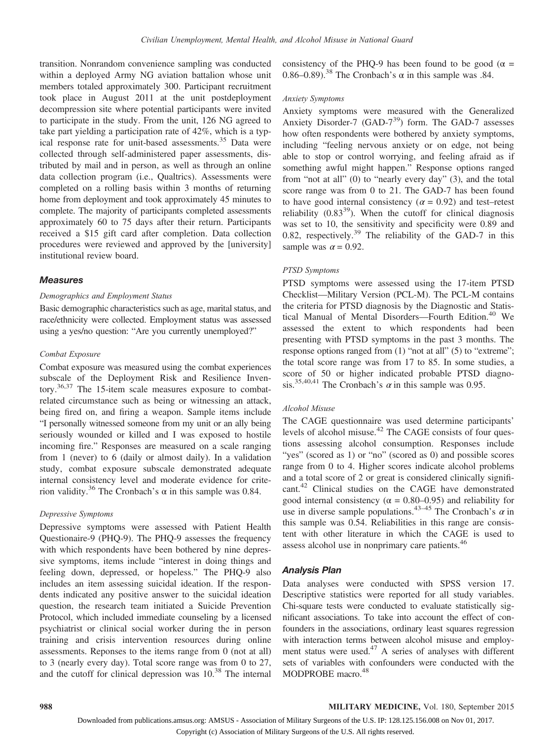transition. Nonrandom convenience sampling was conducted within a deployed Army NG aviation battalion whose unit members totaled approximately 300. Participant recruitment took place in August 2011 at the unit postdeployment decompression site where potential participants were invited to participate in the study. From the unit, 126 NG agreed to take part yielding a participation rate of 42%, which is a typical response rate for unit-based assessments.[35] Data were collected through self-administered paper assessments, distributed by mail and in person, as well as through an online data collection program (i.e., Qualtrics). Assessments were completed on a rolling basis within 3 months of returning home from deployment and took approximately 45 minutes to complete. The majority of participants completed assessments approximately 60 to 75 days after their return. Participants received a $15 gift card after completion. Data collection procedures were reviewed and approved by the [university] institutional review board.

### Measures

#### Demographics and Employment Status

Basic demographic characteristics such as age, marital status, and race/ethnicity were collected. Employment status was assessed using a yes/no question: "Are you currently unemployed?"

#### Combat Exposure

Combat exposure was measured using the combat experiences subscale of the Deployment Risk and Resilience Inventory.[36,37] The 15-item scale measures exposure to combat-related circumstance such as being or witnessing an attack, being fired on, and firing a weapon. Sample items include "I personally witnessed someone from my unit or an ally being seriously wounded or killed and I was exposed to hostile incoming fire." Responses are measured on a scale ranging from 1 (never) to 6 (daily or almost daily). In a validation study, combat exposure subscale demonstrated adequate internal consistency level and moderate evidence for criterion validity.[36] The Cronbach's α in this sample was 0.84.

#### Depressive Symptoms

Depressive symptoms were assessed with Patient Health Questionaire-9 (PHQ-9). The PHQ-9 assesses the frequency with which respondents have been bothered by nine depressive symptoms, items include "interest in doing things and feeling down, depressed, or hopeless." The PHQ-9 also includes an item assessing suicidal ideation. If the respondents indicated any positive answer to the suicidal ideation question, the research team initiated a Suicide Prevention Protocol, which included immediate counseling by a licensed psychiatrist or clinical social worker during the in person training and crisis intervention resources during online assessments. Reponses to the items range from 0 (not at all) to 3 (nearly every day). Total score range was from 0 to 27, and the cutoff for clinical depression was 10.[38] The internal consistency of the PHQ-9 has been found to be good ($\alpha$ = 0.86–0.89).[38] The Cronbach's α in this sample was .84.

#### Anxiety Symptoms

Anxiety symptoms were measured with the Generalized Anxiety Disorder-7 (GAD-7[39]) form. The GAD-7 assesses how often respondents were bothered by anxiety symptoms, including "feeling nervous anxiety or on edge, not being able to stop or control worrying, and feeling afraid as if something awful might happen." Response options ranged from "not at all" (0) to "nearly every day" (3), and the total score range was from 0 to 21. The GAD-7 has been found to have good internal consistency ($\alpha = 0.92$) and test–retest reliability (0.83[39]). When the cutoff for clinical diagnosis was set to 10, the sensitivity and specificity were 0.89 and 0.82, respectively.[39] The reliability of the GAD-7 in this sample was $\alpha = 0.92$.

#### PTSD Symptoms

PTSD symptoms were assessed using the 17-item PTSD Checklist—Military Version (PCL-M). The PCL-M contains the criteria for PTSD diagnosis by the Diagnostic and Statistical Manual of Mental Disorders—Fourth Edition.[40] We assessed the extent to which respondents had been presenting with PTSD symptoms in the past 3 months. The response options ranged from (1) "not at all" (5) to "extreme"; the total score range was from 17 to 85. In some studies, a score of 50 or higher indicated probable PTSD diagnosis.[35,40,41] The Cronbach's $\alpha$ in this sample was 0.95.

#### Alcohol Misuse

The CAGE questionnaire was used determine participants' levels of alcohol misuse.[42] The CAGE consists of four questions assessing alcohol consumption. Responses include "yes" (scored as 1) or "no" (scored as 0) and possible scores range from 0 to 4. Higher scores indicate alcohol problems and a total score of 2 or great is considered clinically significant.[42] Clinical studies on the CAGE have demonstrated good internal consistency ($\alpha$ = 0.80–0.95) and reliability for use in diverse sample populations.[43–45] The Cronbach's $\alpha$ in this sample was 0.54. Reliabilities in this range are consistent with other literature in which the CAGE is used to assess alcohol use in nonprimary care patients.[46]

### Analysis Plan

Data analyses were conducted with SPSS version 17. Descriptive statistics were reported for all study variables. Chi-square tests were conducted to evaluate statistically significant associations. To take into account the effect of confounders in the associations, ordinary least squares regression with interaction terms between alcohol misuse and employment status were used.[47] A series of analyses with different sets of variables with confounders were conducted with the MODPROBE macro.[48]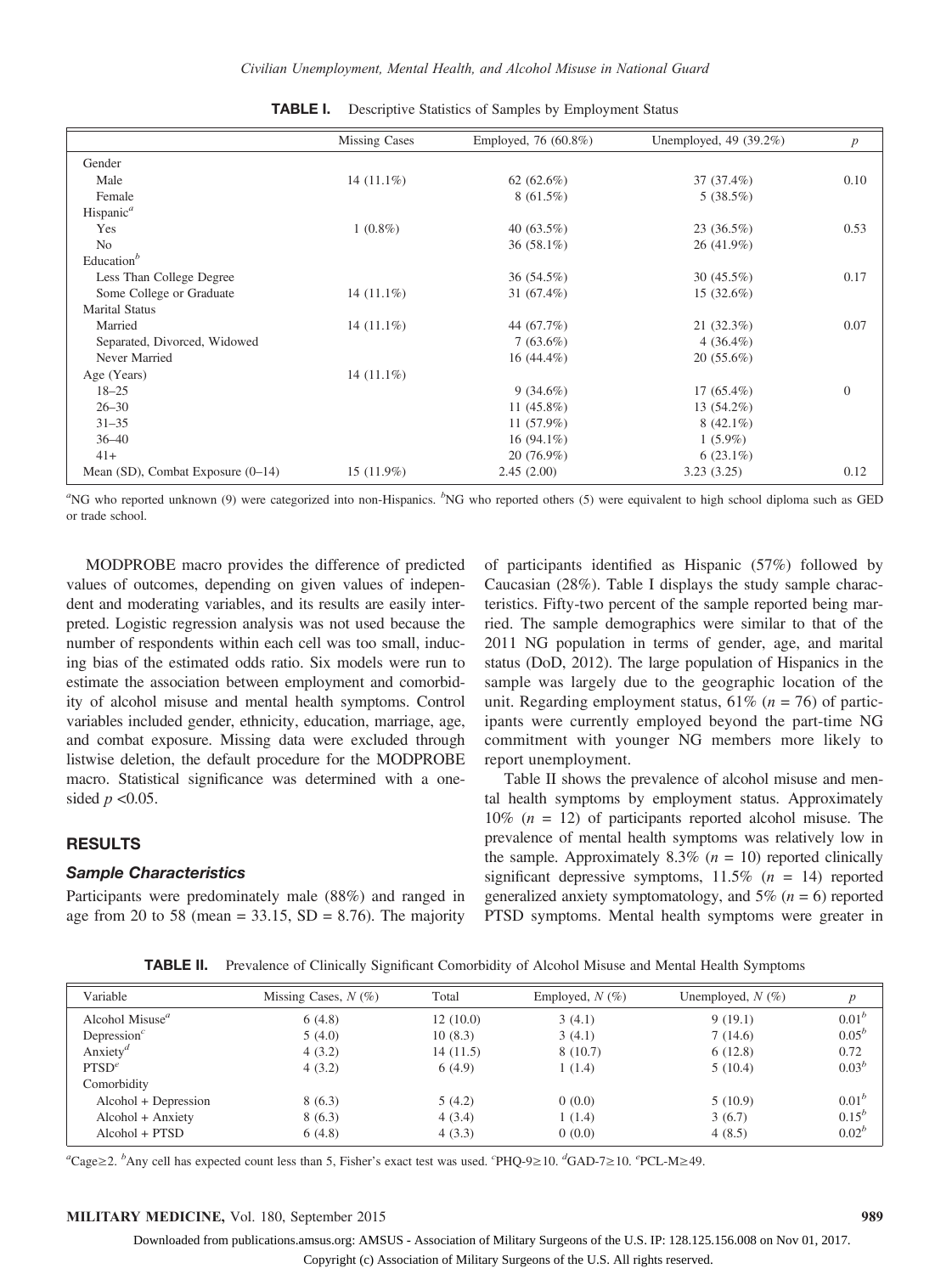**TABLE I.** Descriptive Statistics of Samples by Employment Status

| | Missing Cases | Employed, 76 (60.8%) | Unemployed, 49 (39.2%) | $p$ |
|---|---|---|---|---|
| Gender | | | | |
| Male | 14 (11.1%) | 62 (62.6%) | 37 (37.4%) | 0.10 |
| Female | | 8 (61.5%) | 5 (38.5%) | |
| Hispanic[a] | | | | |
| Yes | 1 (0.8%) | 40 (63.5%) | 23 (36.5%) | 0.53 |
| No | | 36 (58.1%) | 26 (41.9%) | |
| Education[b] | | | | |
| Less Than College Degree | | 36 (54.5%) | 30 (45.5%) | 0.17 |
| Some College or Graduate | 14 (11.1%) | 31 (67.4%) | 15 (32.6%) | |
| Marital Status | | | | |
| Married | 14 (11.1%) | 44 (67.7%) | 21 (32.3%) | 0.07 |
| Separated, Divorced, Widowed | | 7 (63.6%) | 4 (36.4%) | |
| Never Married | | 16 (44.4%) | 20 (55.6%) | |
| Age (Years) | 14 (11.1%) | | | |
| 18–25 | | 9 (34.6%) | 17 (65.4%) | 0 |
| 26–30 | | 11 (45.8%) | 13 (54.2%) | |
| 31–35 | | 11 (57.9%) | 8 (42.1%) | |
| 36–40 | | 16 (94.1%) | 1 (5.9%) | |
| 41+ | | 20 (76.9%) | 6 (23.1%) | |
| Mean (SD), Combat Exposure (0–14) | 15 (11.9%) | 2.45 (2.00) | 3.23 (3.25) | 0.12 |

[a]NG who reported unknown (9) were categorized into non-Hispanics. [b]NG who reported others (5) were equivalent to high school diploma such as GED or trade school.

MODPROBE macro provides the difference of predicted values of outcomes, depending on given values of independent and moderating variables, and its results are easily interpreted. Logistic regression analysis was not used because the number of respondents within each cell was too small, inducing bias of the estimated odds ratio. Six models were run to estimate the association between employment and comorbidity of alcohol misuse and mental health symptoms. Control variables included gender, ethnicity, education, marriage, age, and combat exposure. Missing data were excluded through listwise deletion, the default procedure for the MODPROBE macro. Statistical significance was determined with a one-sided $p < 0.05$.

## RESULTS

### Sample Characteristics

Participants were predominately male (88%) and ranged in age from 20 to 58 (mean = 33.15, SD = 8.76). The majority of participants identified as Hispanic (57%) followed by Caucasian (28%). Table I displays the study sample characteristics. Fifty-two percent of the sample reported being married. The sample demographics were similar to that of the 2011 NG population in terms of gender, age, and marital status (DoD, 2012). The large population of Hispanics in the sample was largely due to the geographic location of the unit. Regarding employment status, 61% ($n$ = 76) of participants were currently employed beyond the part-time NG commitment with younger NG members more likely to report unemployment.

Table II shows the prevalence of alcohol misuse and mental health symptoms by employment status. Approximately 10% ($n$ = 12) of participants reported alcohol misuse. The prevalence of mental health symptoms was relatively low in the sample. Approximately 8.3% ($n$ = 10) reported clinically significant depressive symptoms, 11.5% ($n$ = 14) reported generalized anxiety symptomatology, and 5% ($n$ = 6) reported PTSD symptoms. Mental health symptoms were greater in

**TABLE II.** Prevalence of Clinically Significant Comorbidity of Alcohol Misuse and Mental Health Symptoms

| Variable | Missing Cases, $N$ (%) | Total | Employed, $N$ (%) | Unemployed, $N$ (%) | $p$ |
|---|---|---|---|---|---|
| Alcohol Misuse[a] | 6 (4.8) | 12 (10.0) | 3 (4.1) | 9 (19.1) | 0.01[b] |
| Depression[c] | 5 (4.0) | 10 (8.3) | 3 (4.1) | 7 (14.6) | 0.05[b] |
| Anxiety[d] | 4 (3.2) | 14 (11.5) | 8 (10.7) | 6 (12.8) | 0.72 |
| PTSD[e] | 4 (3.2) | 6 (4.9) | 1 (1.4) | 5 (10.4) | 0.03[b] |
| Comorbidity | | | | | |
| Alcohol + Depression | 8 (6.3) | 5 (4.2) | 0 (0.0) | 5 (10.9) | 0.01[b] |
| Alcohol + Anxiety | 8 (6.3) | 4 (3.4) | 1 (1.4) | 3 (6.7) | 0.15[b] |
| Alcohol + PTSD | 6 (4.8) | 4 (3.3) | 0 (0.0) | 4 (8.5) | 0.02[b] |

[a]Cage≥2. [b]Any cell has expected count less than 5, Fisher's exact test was used. [c]PHQ-9≥10. [d]GAD-7≥10. [e]PCL-M≥49.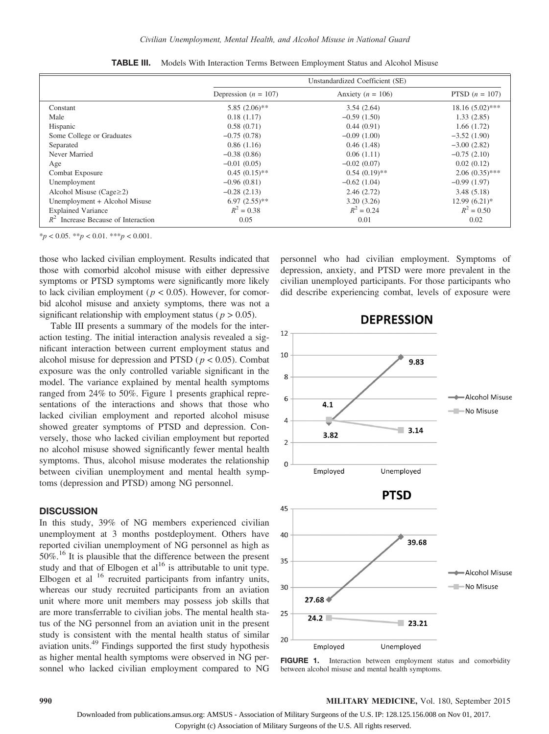**TABLE III.** Models With Interaction Terms Between Employment Status and Alcohol Misuse

| | Unstandardized Coefficient (SE) | | |
|---|---|---|---|
| | Depression ($n$ = 107) | Anxiety ($n$ = 106) | PTSD ($n$ = 107) |
| Constant | 5.85 (2.06)** | 3.54 (2.64) | 18.16 (5.02)*** |
| Male | 0.18 (1.17) | −0.59 (1.50) | 1.33 (2.85) |
| Hispanic | 0.58 (0.71) | 0.44 (0.91) | 1.66 (1.72) |
| Some College or Graduates | −0.75 (0.78) | −0.09 (1.00) | −3.52 (1.90) |
| Separated | 0.86 (1.16) | 0.46 (1.48) | −3.00 (2.82) |
| Never Married | −0.38 (0.86) | 0.06 (1.11) | −0.75 (2.10) |
| Age | −0.01 (0.05) | −0.02 (0.07) | 0.02 (0.12) |
| Combat Exposure | 0.45 (0.15)** | 0.54 (0.19)** | 2.06 (0.35)*** |
| Unemployment | −0.96 (0.81) | −0.62 (1.04) | −0.99 (1.97) |
| Alcohol Misuse (Cage≥2) | −0.28 (2.13) | 2.46 (2.72) | 3.48 (5.18) |
| Unemployment + Alcohol Misuse | 6.97 (2.55)** | 3.20 (3.26) | 12.99 (6.21)* |
| Explained Variance | $R^2$ = 0.38 | $R^2$ = 0.24 | $R^2$ = 0.50 |
| $R^2$ Increase Because of Interaction | 0.05 | 0.01 | 0.02 |

*$p < 0.05$. **$p < 0.01$. ***$p < 0.001$.

those who lacked civilian employment. Results indicated that those with comorbid alcohol misuse with either depressive symptoms or PTSD symptoms were significantly more likely to lack civilian employment ($p < 0.05$). However, for comorbid alcohol misuse and anxiety symptoms, there was not a significant relationship with employment status ($p > 0.05$).

Table III presents a summary of the models for the interaction testing. The initial interaction analysis revealed a significant interaction between current employment status and alcohol misuse for depression and PTSD ($p < 0.05$). Combat exposure was the only controlled variable significant in the model. The variance explained by mental health symptoms ranged from 24% to 50%. Figure 1 presents graphical representations of the interactions and shows that those who lacked civilian employment and reported alcohol misuse showed greater symptoms of PTSD and depression. Conversely, those who lacked civilian employment but reported no alcohol misuse showed significantly fewer mental health symptoms. Thus, alcohol misuse moderates the relationship between civilian unemployment and mental health symptoms (depression and PTSD) among NG personnel.

## DISCUSSION

In this study, 39% of NG members experienced civilian unemployment at 3 months postdeployment. Others have reported civilian unemployment of NG personnel as high as 50%.[16] It is plausible that the difference between the present study and that of Elbogen et al[16] is attributable to unit type. Elbogen et al [16] recruited participants from infantry units, whereas our study recruited participants from an aviation unit where more unit members may possess job skills that are more transferrable to civilian jobs. The mental health status of the NG personnel from an aviation unit in the present study is consistent with the mental health status of similar aviation units.[49] Findings supported the first study hypothesis as higher mental health symptoms were observed in NG personnel who lacked civilian employment compared to NG personnel who had civilian employment. Symptoms of depression, anxiety, and PTSD were more prevalent in the civilian unemployed participants. For those participants who did describe experiencing combat, levels of exposure were

**FIGURE 1.** Interaction between employment status and comorbidity between alcohol misuse and mental health symptoms.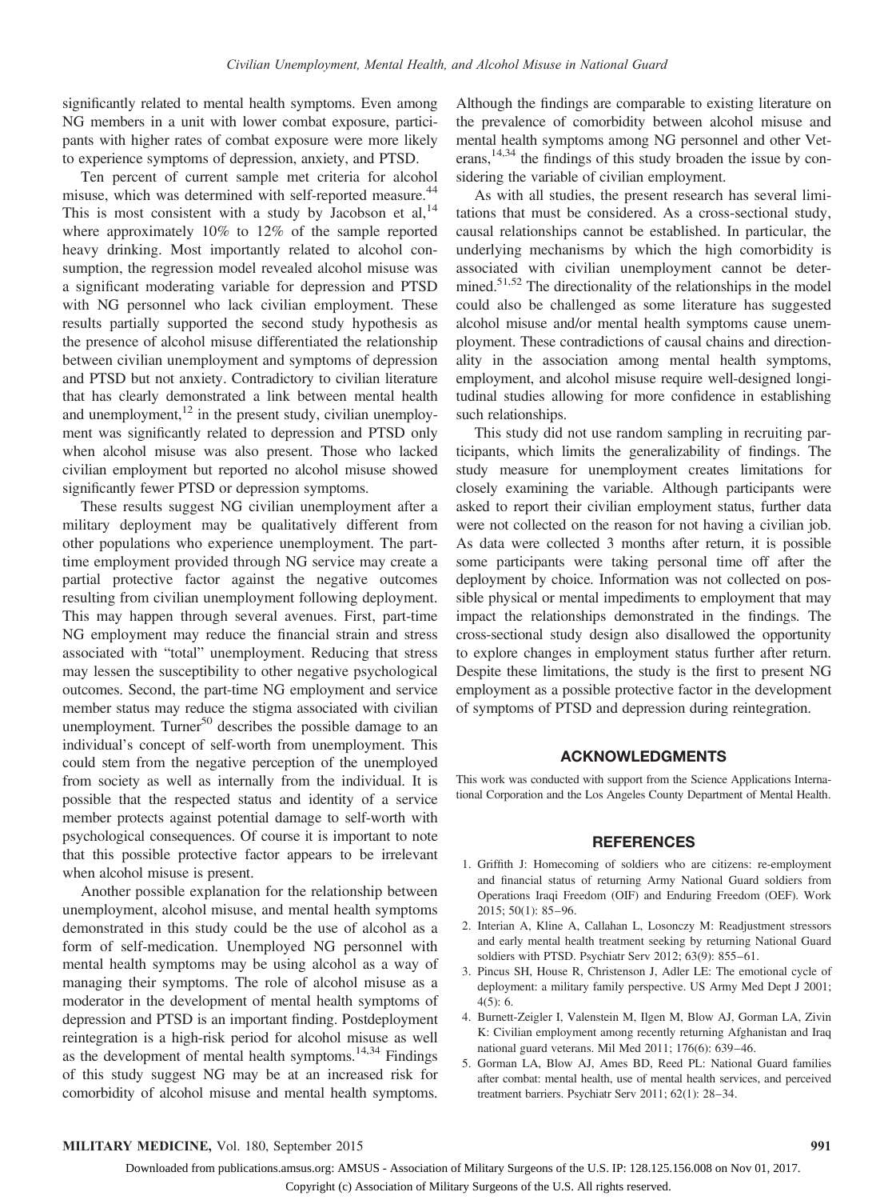significantly related to mental health symptoms. Even among NG members in a unit with lower combat exposure, participants with higher rates of combat exposure were more likely to experience symptoms of depression, anxiety, and PTSD.

Ten percent of current sample met criteria for alcohol misuse, which was determined with self-reported measure.[44] This is most consistent with a study by Jacobson et al,[14] where approximately 10% to 12% of the sample reported heavy drinking. Most importantly related to alcohol consumption, the regression model revealed alcohol misuse was a significant moderating variable for depression and PTSD with NG personnel who lack civilian employment. These results partially supported the second study hypothesis as the presence of alcohol misuse differentiated the relationship between civilian unemployment and symptoms of depression and PTSD but not anxiety. Contradictory to civilian literature that has clearly demonstrated a link between mental health and unemployment,[12] in the present study, civilian unemployment was significantly related to depression and PTSD only when alcohol misuse was also present. Those who lacked civilian employment but reported no alcohol misuse showed significantly fewer PTSD or depression symptoms.

These results suggest NG civilian unemployment after a military deployment may be qualitatively different from other populations who experience unemployment. The part-time employment provided through NG service may create a partial protective factor against the negative outcomes resulting from civilian unemployment following deployment. This may happen through several avenues. First, part-time NG employment may reduce the financial strain and stress associated with "total" unemployment. Reducing that stress may lessen the susceptibility to other negative psychological outcomes. Second, the part-time NG employment and service member status may reduce the stigma associated with civilian unemployment. Turner[50] describes the possible damage to an individual's concept of self-worth from unemployment. This could stem from the negative perception of the unemployed from society as well as internally from the individual. It is possible that the respected status and identity of a service member protects against potential damage to self-worth with psychological consequences. Of course it is important to note that this possible protective factor appears to be irrelevant when alcohol misuse is present.

Another possible explanation for the relationship between unemployment, alcohol misuse, and mental health symptoms demonstrated in this study could be the use of alcohol as a form of self-medication. Unemployed NG personnel with mental health symptoms may be using alcohol as a way of managing their symptoms. The role of alcohol misuse as a moderator in the development of mental health symptoms of depression and PTSD is an important finding. Postdeployment reintegration is a high-risk period for alcohol misuse as well as the development of mental health symptoms.[14,34] Findings of this study suggest NG may be at an increased risk for comorbidity of alcohol misuse and mental health symptoms. Although the findings are comparable to existing literature on the prevalence of comorbidity between alcohol misuse and mental health symptoms among NG personnel and other Veterans,[14,34] the findings of this study broaden the issue by considering the variable of civilian employment.

As with all studies, the present research has several limitations that must be considered. As a cross-sectional study, causal relationships cannot be established. In particular, the underlying mechanisms by which the high comorbidity is associated with civilian unemployment cannot be determined.[51,52] The directionality of the relationships in the model could also be challenged as some literature has suggested alcohol misuse and/or mental health symptoms cause unemployment. These contradictions of causal chains and directionality in the association among mental health symptoms, employment, and alcohol misuse require well-designed longitudinal studies allowing for more confidence in establishing such relationships.

This study did not use random sampling in recruiting participants, which limits the generalizability of findings. The study measure for unemployment creates limitations for closely examining the variable. Although participants were asked to report their civilian employment status, further data were not collected on the reason for not having a civilian job. As data were collected 3 months after return, it is possible some participants were taking personal time off after the deployment by choice. Information was not collected on possible physical or mental impediments to employment that may impact the relationships demonstrated in the findings. The cross-sectional study design also disallowed the opportunity to explore changes in employment status further after return. Despite these limitations, the study is the first to present NG employment as a possible protective factor in the development of symptoms of PTSD and depression during reintegration.

## ACKNOWLEDGMENTS

This work was conducted with support from the Science Applications International Corporation and the Los Angeles County Department of Mental Health.

## REFERENCES

1. Griffith J: Homecoming of soldiers who are citizens: re-employment and financial status of returning Army National Guard soldiers from Operations Iraqi Freedom (OIF) and Enduring Freedom (OEF). Work 2015; 50(1): 85–96.
2. Interian A, Kline A, Callahan L, Losonczy M: Readjustment stressors and early mental health treatment seeking by returning National Guard soldiers with PTSD. Psychiatr Serv 2012; 63(9): 855–61.
3. Pincus SH, House R, Christenson J, Adler LE: The emotional cycle of deployment: a military family perspective. US Army Med Dept J 2001; 4(5): 6.
4. Burnett-Zeigler I, Valenstein M, Ilgen M, Blow AJ, Gorman LA, Zivin K: Civilian employment among recently returning Afghanistan and Iraq national guard veterans. Mil Med 2011; 176(6): 639–46.
5. Gorman LA, Blow AJ, Ames BD, Reed PL: National Guard families after combat: mental health, use of mental health services, and perceived treatment barriers. Psychiatr Serv 2011; 62(1): 28–34.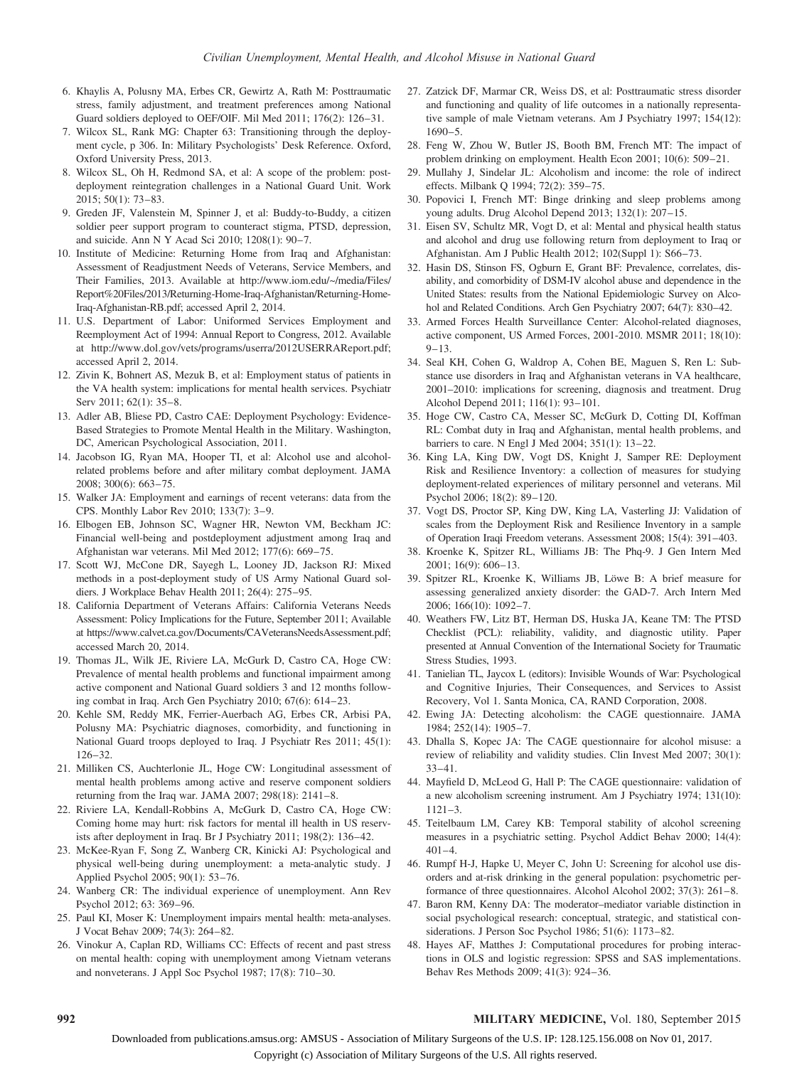6. Khaylis A, Polusny MA, Erbes CR, Gewirtz A, Rath M: Posttraumatic stress, family adjustment, and treatment preferences among National Guard soldiers deployed to OEF/OIF. Mil Med 2011; 176(2): 126–31.
7. Wilcox SL, Rank MG: Chapter 63: Transitioning through the deployment cycle, p 306. In: Military Psychologists' Desk Reference. Oxford, Oxford University Press, 2013.
8. Wilcox SL, Oh H, Redmond SA, et al: A scope of the problem: post-deployment reintegration challenges in a National Guard Unit. Work 2015; 50(1): 73–83.
9. Greden JF, Valenstein M, Spinner J, et al: Buddy-to-Buddy, a citizen soldier peer support program to counteract stigma, PTSD, depression, and suicide. Ann N Y Acad Sci 2010; 1208(1): 90–7.
10. Institute of Medicine: Returning Home from Iraq and Afghanistan: Assessment of Readjustment Needs of Veterans, Service Members, and Their Families, 2013. Available at http://www.iom.edu/~/media/Files/Report%20Files/2013/Returning-Home-Iraq-Afghanistan/Returning-Home-Iraq-Afghanistan-RB.pdf; accessed April 2, 2014.
11. U.S. Department of Labor: Uniformed Services Employment and Reemployment Act of 1994: Annual Report to Congress, 2012. Available at http://www.dol.gov/vets/programs/userra/2012USERRAReport.pdf; accessed April 2, 2014.
12. Zivin K, Bohnert AS, Mezuk B, et al: Employment status of patients in the VA health system: implications for mental health services. Psychiatr Serv 2011; 62(1): 35–8.
13. Adler AB, Bliese PD, Castro CAE: Deployment Psychology: Evidence-Based Strategies to Promote Mental Health in the Military. Washington, DC, American Psychological Association, 2011.
14. Jacobson IG, Ryan MA, Hooper TI, et al: Alcohol use and alcohol-related problems before and after military combat deployment. JAMA 2008; 300(6): 663–75.
15. Walker JA: Employment and earnings of recent veterans: data from the CPS. Monthly Labor Rev 2010; 133(7): 3–9.
16. Elbogen EB, Johnson SC, Wagner HR, Newton VM, Beckham JC: Financial well-being and postdeployment adjustment among Iraq and Afghanistan war veterans. Mil Med 2012; 177(6): 669–75.
17. Scott WJ, McCone DR, Sayegh L, Looney JD, Jackson RJ: Mixed methods in a post-deployment study of US Army National Guard soldiers. J Workplace Behav Health 2011; 26(4): 275–95.
18. California Department of Veterans Affairs: California Veterans Needs Assessment: Policy Implications for the Future, September 2011; Available at https://www.calvet.ca.gov/Documents/CAVeteransNeedsAssessment.pdf; accessed March 20, 2014.
19. Thomas JL, Wilk JE, Riviere LA, McGurk D, Castro CA, Hoge CW: Prevalence of mental health problems and functional impairment among active component and National Guard soldiers 3 and 12 months following combat in Iraq. Arch Gen Psychiatry 2010; 67(6): 614–23.
20. Kehle SM, Reddy MK, Ferrier-Auerbach AG, Erbes CR, Arbisi PA, Polusny MA: Psychiatric diagnoses, comorbidity, and functioning in National Guard troops deployed to Iraq. J Psychiatr Res 2011; 45(1): 126–32.
21. Milliken CS, Auchterlonie JL, Hoge CW: Longitudinal assessment of mental health problems among active and reserve component soldiers returning from the Iraq war. JAMA 2007; 298(18): 2141–8.
22. Riviere LA, Kendall-Robbins A, McGurk D, Castro CA, Hoge CW: Coming home may hurt: risk factors for mental ill health in US reservists after deployment in Iraq. Br J Psychiatry 2011; 198(2): 136–42.
23. McKee-Ryan F, Song Z, Wanberg CR, Kinicki AJ: Psychological and physical well-being during unemployment: a meta-analytic study. J Applied Psychol 2005; 90(1): 53–76.
24. Wanberg CR: The individual experience of unemployment. Ann Rev Psychol 2012; 63: 369–96.
25. Paul KI, Moser K: Unemployment impairs mental health: meta-analyses. J Vocat Behav 2009; 74(3): 264–82.
26. Vinokur A, Caplan RD, Williams CC: Effects of recent and past stress on mental health: coping with unemployment among Vietnam veterans and nonveterans. J Appl Soc Psychol 1987; 17(8): 710–30.
27. Zatzick DF, Marmar CR, Weiss DS, et al: Posttraumatic stress disorder and functioning and quality of life outcomes in a nationally representative sample of male Vietnam veterans. Am J Psychiatry 1997; 154(12): 1690–5.
28. Feng W, Zhou W, Butler JS, Booth BM, French MT: The impact of problem drinking on employment. Health Econ 2001; 10(6): 509–21.
29. Mullahy J, Sindelar JL: Alcoholism and income: the role of indirect effects. Milbank Q 1994; 72(2): 359–75.
30. Popovici I, French MT: Binge drinking and sleep problems among young adults. Drug Alcohol Depend 2013; 132(1): 207–15.
31. Eisen SV, Schultz MR, Vogt D, et al: Mental and physical health status and alcohol and drug use following return from deployment to Iraq or Afghanistan. Am J Public Health 2012; 102(Suppl 1): S66–73.
32. Hasin DS, Stinson FS, Ogburn E, Grant BF: Prevalence, correlates, disability, and comorbidity of DSM-IV alcohol abuse and dependence in the United States: results from the National Epidemiologic Survey on Alcohol and Related Conditions. Arch Gen Psychiatry 2007; 64(7): 830–42.
33. Armed Forces Health Surveillance Center: Alcohol-related diagnoses, active component, US Armed Forces, 2001-2010. MSMR 2011; 18(10): 9–13.
34. Seal KH, Cohen G, Waldrop A, Cohen BE, Maguen S, Ren L: Substance use disorders in Iraq and Afghanistan veterans in VA healthcare, 2001–2010: implications for screening, diagnosis and treatment. Drug Alcohol Depend 2011; 116(1): 93–101.
35. Hoge CW, Castro CA, Messer SC, McGurk D, Cotting DI, Koffman RL: Combat duty in Iraq and Afghanistan, mental health problems, and barriers to care. N Engl J Med 2004; 351(1): 13–22.
36. King LA, King DW, Vogt DS, Knight J, Samper RE: Deployment Risk and Resilience Inventory: a collection of measures for studying deployment-related experiences of military personnel and veterans. Mil Psychol 2006; 18(2): 89–120.
37. Vogt DS, Proctor SP, King DW, King LA, Vasterling JJ: Validation of scales from the Deployment Risk and Resilience Inventory in a sample of Operation Iraqi Freedom veterans. Assessment 2008; 15(4): 391–403.
38. Kroenke K, Spitzer RL, Williams JB: The Phq-9. J Gen Intern Med 2001; 16(9): 606–13.
39. Spitzer RL, Kroenke K, Williams JB, Löwe B: A brief measure for assessing generalized anxiety disorder: the GAD-7. Arch Intern Med 2006; 166(10): 1092–7.
40. Weathers FW, Litz BT, Herman DS, Huska JA, Keane TM: The PTSD Checklist (PCL): reliability, validity, and diagnostic utility. Paper presented at Annual Convention of the International Society for Traumatic Stress Studies, 1993.
41. Tanielian TL, Jaycox L (editors): Invisible Wounds of War: Psychological and Cognitive Injuries, Their Consequences, and Services to Assist Recovery, Vol 1. Santa Monica, CA, RAND Corporation, 2008.
42. Ewing JA: Detecting alcoholism: the CAGE questionnaire. JAMA 1984; 252(14): 1905–7.
43. Dhalla S, Kopec JA: The CAGE questionnaire for alcohol misuse: a review of reliability and validity studies. Clin Invest Med 2007; 30(1): 33–41.
44. Mayfield D, McLeod G, Hall P: The CAGE questionnaire: validation of a new alcoholism screening instrument. Am J Psychiatry 1974; 131(10): 1121–3.
45. Teitelbaum LM, Carey KB: Temporal stability of alcohol screening measures in a psychiatric setting. Psychol Addict Behav 2000; 14(4): 401–4.
46. Rumpf H-J, Hapke U, Meyer C, John U: Screening for alcohol use disorders and at-risk drinking in the general population: psychometric performance of three questionnaires. Alcohol Alcohol 2002; 37(3): 261–8.
47. Baron RM, Kenny DA: The moderator–mediator variable distinction in social psychological research: conceptual, strategic, and statistical considerations. J Person Soc Psychol 1986; 51(6): 1173–82.
48. Hayes AF, Matthes J: Computational procedures for probing interactions in OLS and logistic regression: SPSS and SAS implementations. Behav Res Methods 2009; 41(3): 924–36.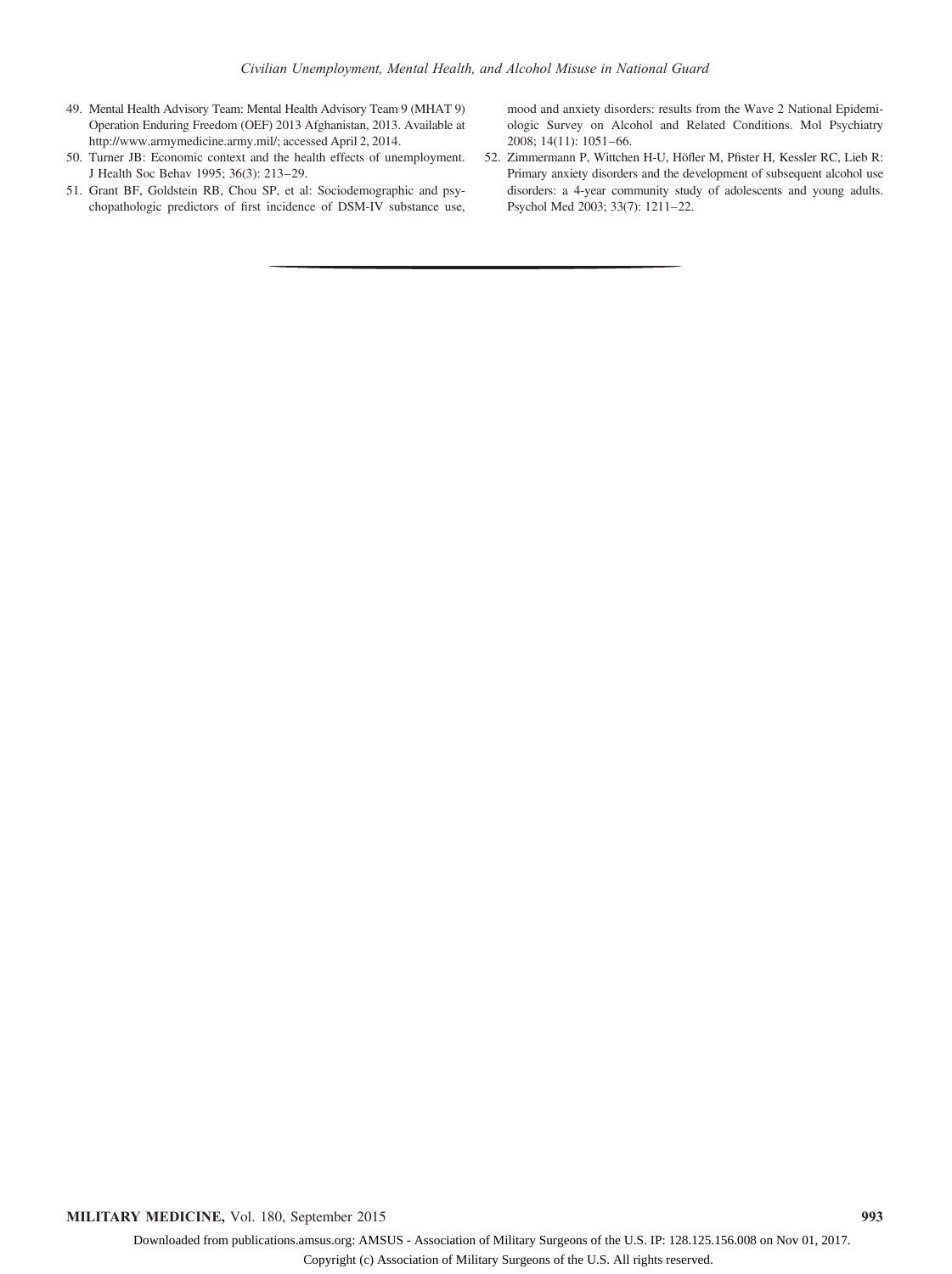49. Mental Health Advisory Team: Mental Health Advisory Team 9 (MHAT 9) Operation Enduring Freedom (OEF) 2013 Afghanistan, 2013. Available at http://www.armymedicine.army.mil/; accessed April 2, 2014.
50. Turner JB: Economic context and the health effects of unemployment. J Health Soc Behav 1995; 36(3): 213–29.
51. Grant BF, Goldstein RB, Chou SP, et al: Sociodemographic and psychopathologic predictors of first incidence of DSM-IV substance use, mood and anxiety disorders: results from the Wave 2 National Epidemiologic Survey on Alcohol and Related Conditions. Mol Psychiatry 2008; 14(11): 1051–66.
52. Zimmermann P, Wittchen H-U, Höfler M, Pfister H, Kessler RC, Lieb R: Primary anxiety disorders and the development of subsequent alcohol use disorders: a 4-year community study of adolescents and young adults. Psychol Med 2003; 33(7): 1211–22.

Downloaded from publications.amsus.org: AMSUS - Association of Military Surgeons of the U.S. IP: 128.125.156.008 on Nov 01, 2017. Copyright (c) Association of Military Surgeons of the U.S. All rights reserved.